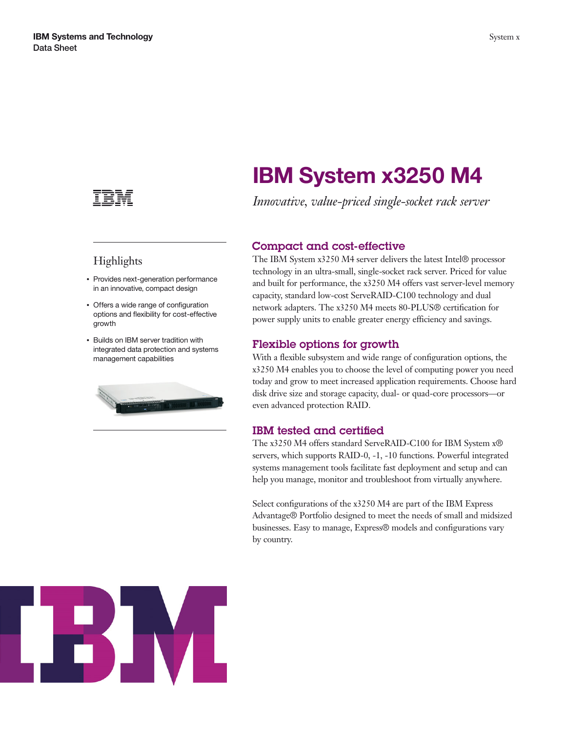**IBM Systems and Technology**
Data Sheet

System x

# IBM System x3250 M4

*Innovative, value-priced single-socket rack server*

## Highlights

- Provides next-generation performance in an innovative, compact design
- Offers a wide range of configuration options and flexibility for cost-effective growth
- Builds on IBM server tradition with integrated data protection and systems management capabilities

## Compact and cost-effective

The IBM System x3250 M4 server delivers the latest Intel® processor technology in an ultra-small, single-socket rack server. Priced for value and built for performance, the x3250 M4 offers vast server-level memory capacity, standard low-cost ServeRAID-C100 technology and dual network adapters. The x3250 M4 meets 80-PLUS® certification for power supply units to enable greater energy efficiency and savings.

## Flexible options for growth

With a flexible subsystem and wide range of configuration options, the x3250 M4 enables you to choose the level of computing power you need today and grow to meet increased application requirements. Choose hard disk drive size and storage capacity, dual- or quad-core processors—or even advanced protection RAID.

## IBM tested and certified

The x3250 M4 offers standard ServeRAID-C100 for IBM System x® servers, which supports RAID-0, -1, -10 functions. Powerful integrated systems management tools facilitate fast deployment and setup and can help you manage, monitor and troubleshoot from virtually anywhere.

Select configurations of the x3250 M4 are part of the IBM Express Advantage® Portfolio designed to meet the needs of small and midsized businesses. Easy to manage, Express® models and configurations vary by country.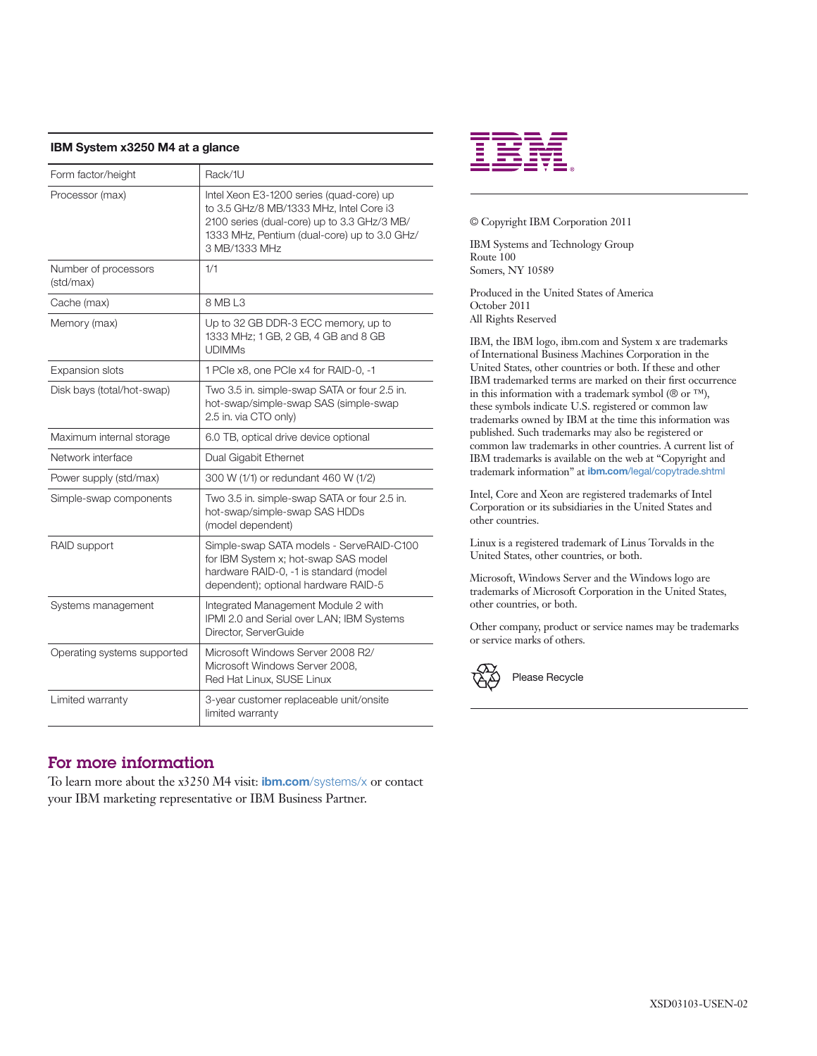| IBM System x3250 M4 at a glance | |
| --- | --- |
| Form factor/height | Rack/1U |
| Processor (max) | Intel Xeon E3-1200 series (quad-core) up to 3.5 GHz/8 MB/1333 MHz, Intel Core i3 2100 series (dual-core) up to 3.3 GHz/3 MB/1333 MHz, Pentium (dual-core) up to 3.0 GHz/3 MB/1333 MHz |
| Number of processors (std/max) | 1/1 |
| Cache (max) | 8 MB L3 |
| Memory (max) | Up to 32 GB DDR-3 ECC memory, up to 1333 MHz; 1 GB, 2 GB, 4 GB and 8 GB UDIMMs |
| Expansion slots | 1 PCIe x8, one PCIe x4 for RAID-0, -1 |
| Disk bays (total/hot-swap) | Two 3.5 in. simple-swap SATA or four 2.5 in. hot-swap/simple-swap SAS (simple-swap 2.5 in. via CTO only) |
| Maximum internal storage | 6.0 TB, optical drive device optional |
| Network interface | Dual Gigabit Ethernet |
| Power supply (std/max) | 300 W (1/1) or redundant 460 W (1/2) |
| Simple-swap components | Two 3.5 in. simple-swap SATA or four 2.5 in. hot-swap/simple-swap SAS HDDs (model dependent) |
| RAID support | Simple-swap SATA models - ServeRAID-C100 for IBM System x; hot-swap SAS model hardware RAID-0, -1 is standard (model dependent); optional hardware RAID-5 |
| Systems management | Integrated Management Module 2 with IPMI 2.0 and Serial over LAN; IBM Systems Director, ServerGuide |
| Operating systems supported | Microsoft Windows Server 2008 R2/ Microsoft Windows Server 2008, Red Hat Linux, SUSE Linux |
| Limited warranty | 3-year customer replaceable unit/onsite limited warranty |

## For more information

To learn more about the x3250 M4 visit: **ibm.com**/systems/x or contact your IBM marketing representative or IBM Business Partner.

IBM

© Copyright IBM Corporation 2011

IBM Systems and Technology Group
Route 100
Somers, NY 10589

Produced in the United States of America
October 2011
All Rights Reserved

IBM, the IBM logo, ibm.com and System x are trademarks of International Business Machines Corporation in the United States, other countries or both. If these and other IBM trademarked terms are marked on their first occurrence in this information with a trademark symbol (® or ™), these symbols indicate U.S. registered or common law trademarks owned by IBM at the time this information was published. Such trademarks may also be registered or common law trademarks in other countries. A current list of IBM trademarks is available on the web at "Copyright and trademark information" at **ibm.com**/legal/copytrade.shtml

Intel, Core and Xeon are registered trademarks of Intel Corporation or its subsidiaries in the United States and other countries.

Linux is a registered trademark of Linus Torvalds in the United States, other countries, or both.

Microsoft, Windows Server and the Windows logo are trademarks of Microsoft Corporation in the United States, other countries, or both.

Other company, product or service names may be trademarks or service marks of others.

Please Recycle

XSD03103-USEN-02